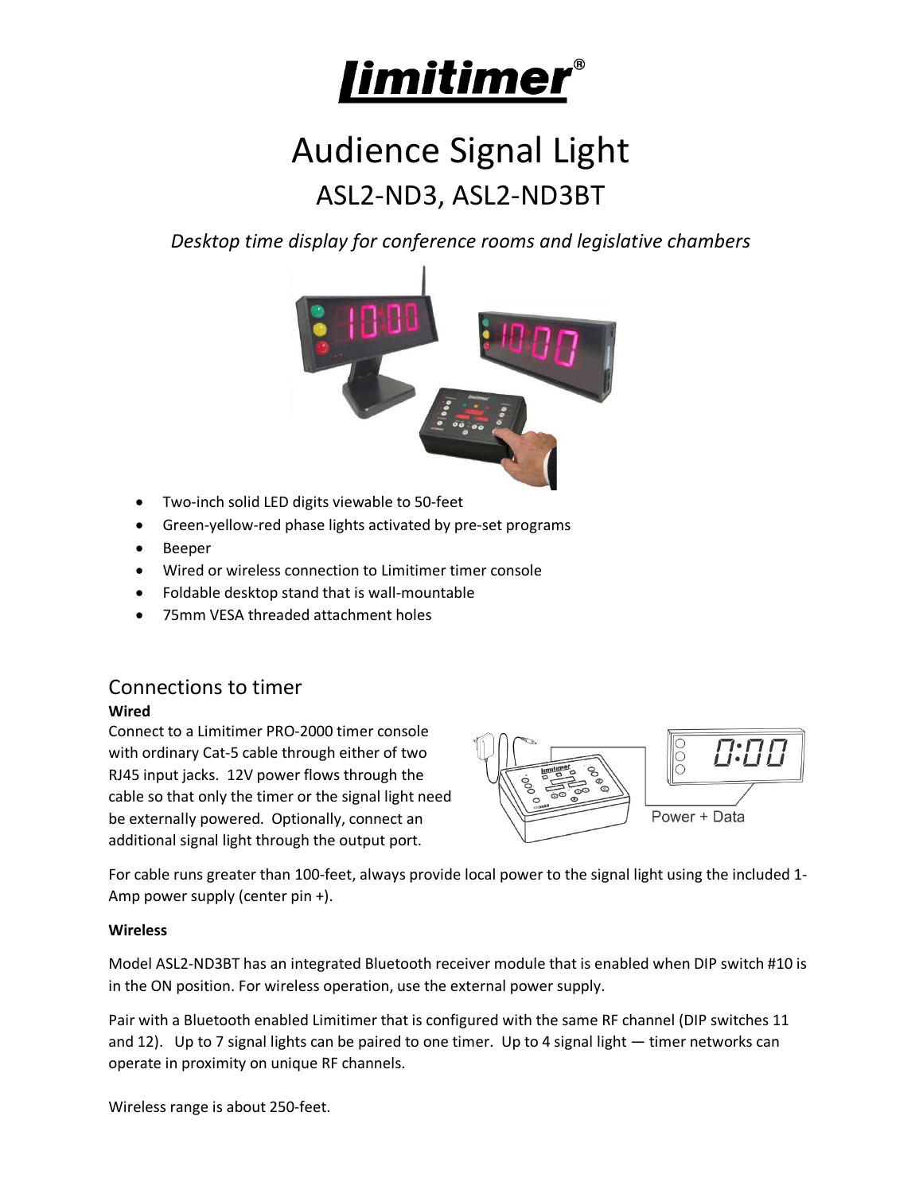# Limitimer®

# Audience Signal Light

## ASL2-ND3, ASL2-ND3BT

*Desktop time display for conference rooms and legislative chambers*

- Two-inch solid LED digits viewable to 50-feet
- Green-yellow-red phase lights activated by pre-set programs
- Beeper
- Wired or wireless connection to Limitimer timer console
- Foldable desktop stand that is wall-mountable
- 75mm VESA threaded attachment holes

## Connections to timer

**Wired**

Connect to a Limitimer PRO-2000 timer console with ordinary Cat-5 cable through either of two RJ45 input jacks. 12V power flows through the cable so that only the timer or the signal light need be externally powered. Optionally, connect an additional signal light through the output port.

Power + Data

For cable runs greater than 100-feet, always provide local power to the signal light using the included 1-Amp power supply (center pin +).

**Wireless**

Model ASL2-ND3BT has an integrated Bluetooth receiver module that is enabled when DIP switch #10 is in the ON position. For wireless operation, use the external power supply.

Pair with a Bluetooth enabled Limitimer that is configured with the same RF channel (DIP switches 11 and 12). Up to 7 signal lights can be paired to one timer. Up to 4 signal light — timer networks can operate in proximity on unique RF channels.

Wireless range is about 250-feet.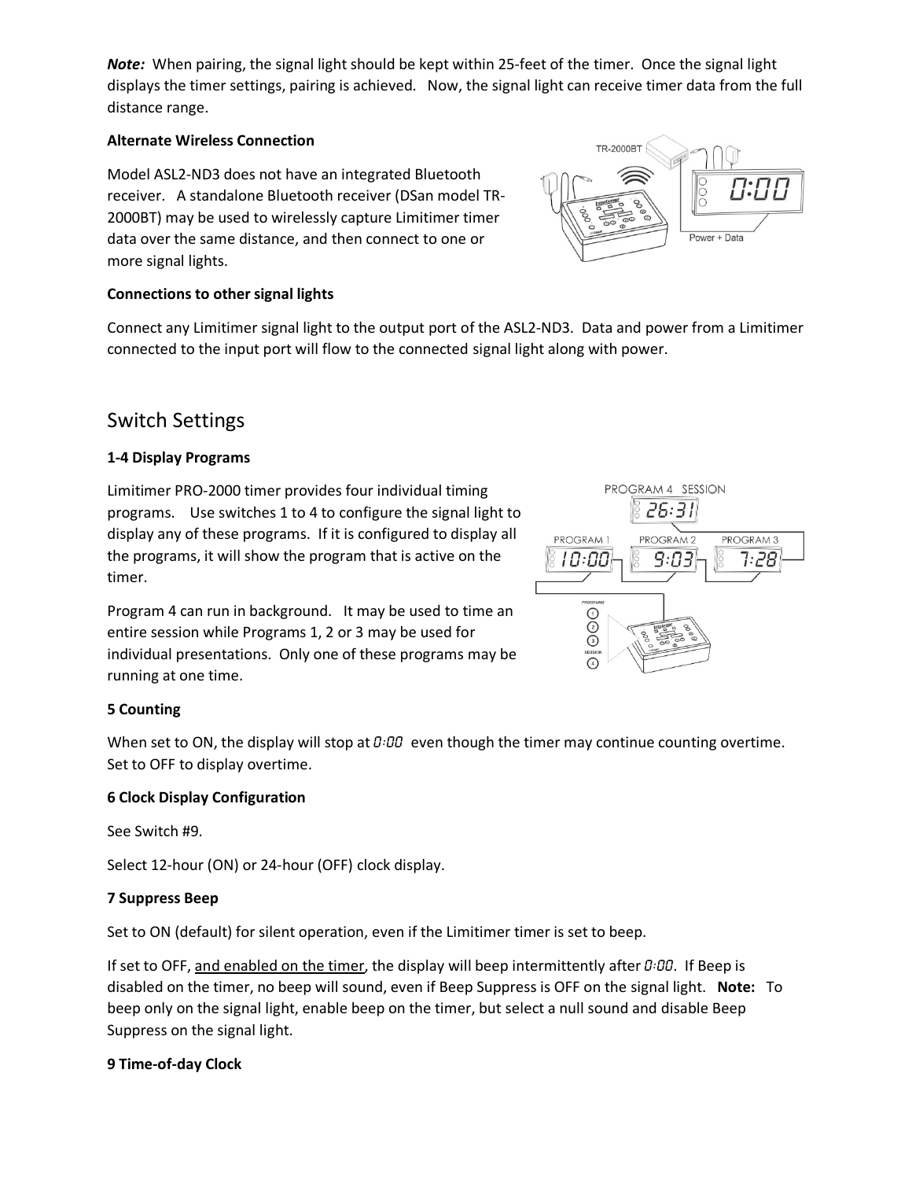***Note:*** When pairing, the signal light should be kept within 25-feet of the timer. Once the signal light displays the timer settings, pairing is achieved. Now, the signal light can receive timer data from the full distance range.

**Alternate Wireless Connection**

Model ASL2-ND3 does not have an integrated Bluetooth receiver. A standalone Bluetooth receiver (DSan model TR-2000BT) may be used to wirelessly capture Limitimer timer data over the same distance, and then connect to one or more signal lights.

**Connections to other signal lights**

Connect any Limitimer signal light to the output port of the ASL2-ND3. Data and power from a Limitimer connected to the input port will flow to the connected signal light along with power.

## Switch Settings

**1-4 Display Programs**

Limitimer PRO-2000 timer provides four individual timing programs. Use switches 1 to 4 to configure the signal light to display any of these programs. If it is configured to display all the programs, it will show the program that is active on the timer.

Program 4 can run in background. It may be used to time an entire session while Programs 1, 2 or 3 may be used for individual presentations. Only one of these programs may be running at one time.

**5 Counting**

When set to ON, the display will stop at 0:00 even though the timer may continue counting overtime. Set to OFF to display overtime.

**6 Clock Display Configuration**

See Switch #9.

Select 12-hour (ON) or 24-hour (OFF) clock display.

**7 Suppress Beep**

Set to ON (default) for silent operation, even if the Limitimer timer is set to beep.

If set to OFF, <u>and enabled on the timer</u>, the display will beep intermittently after 0:00. If Beep is disabled on the timer, no beep will sound, even if Beep Suppress is OFF on the signal light. **Note:** To beep only on the signal light, enable beep on the timer, but select a null sound and disable Beep Suppress on the signal light.

**9 Time-of-day Clock**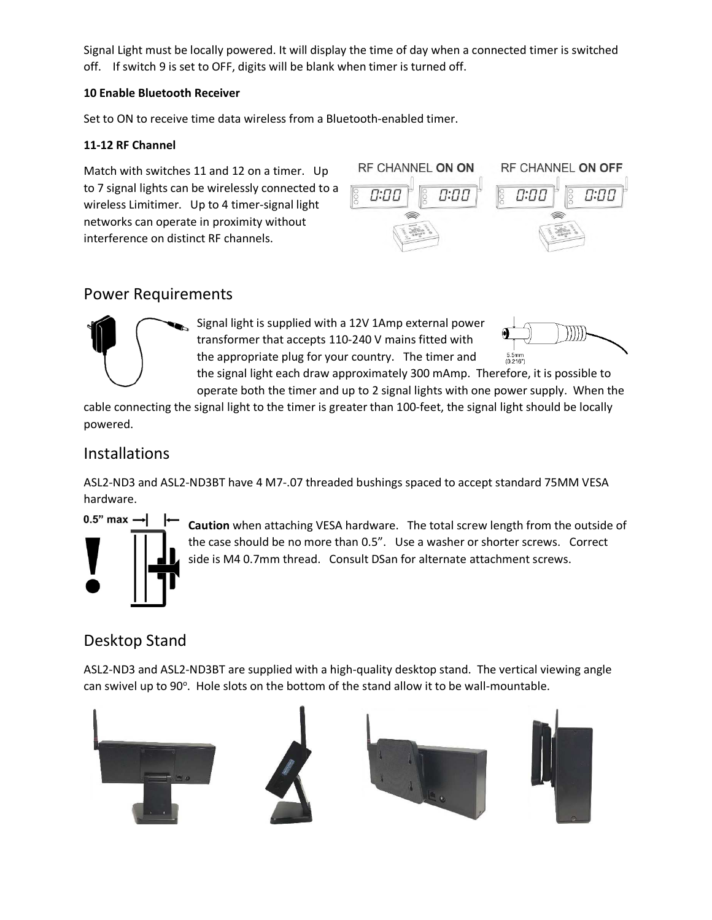Signal Light must be locally powered. It will display the time of day when a connected timer is switched off. If switch 9 is set to OFF, digits will be blank when timer is turned off.

**10 Enable Bluetooth Receiver**

Set to ON to receive time data wireless from a Bluetooth-enabled timer.

**11-12 RF Channel**

Match with switches 11 and 12 on a timer. Up to 7 signal lights can be wirelessly connected to a wireless Limitimer. Up to 4 timer-signal light networks can operate in proximity without interference on distinct RF channels.

RF CHANNEL **ON ON** RF CHANNEL **ON OFF**

## Power Requirements

Signal light is supplied with a 12V 1Amp external power transformer that accepts 110-240 V mains fitted with the appropriate plug for your country. The timer and the signal light each draw approximately 300 mAmp. Therefore, it is possible to operate both the timer and up to 2 signal lights with one power supply. When the cable connecting the signal light to the timer is greater than 100-feet, the signal light should be locally powered.

5.5mm (0.216")

## Installations

ASL2-ND3 and ASL2-ND3BT have 4 M7-.07 threaded bushings spaced to accept standard 75MM VESA hardware.

0.5" max

**Caution** when attaching VESA hardware. The total screw length from the outside of the case should be no more than 0.5". Use a washer or shorter screws. Correct side is M4 0.7mm thread. Consult DSan for alternate attachment screws.

## Desktop Stand

ASL2-ND3 and ASL2-ND3BT are supplied with a high-quality desktop stand. The vertical viewing angle can swivel up to 90°. Hole slots on the bottom of the stand allow it to be wall-mountable.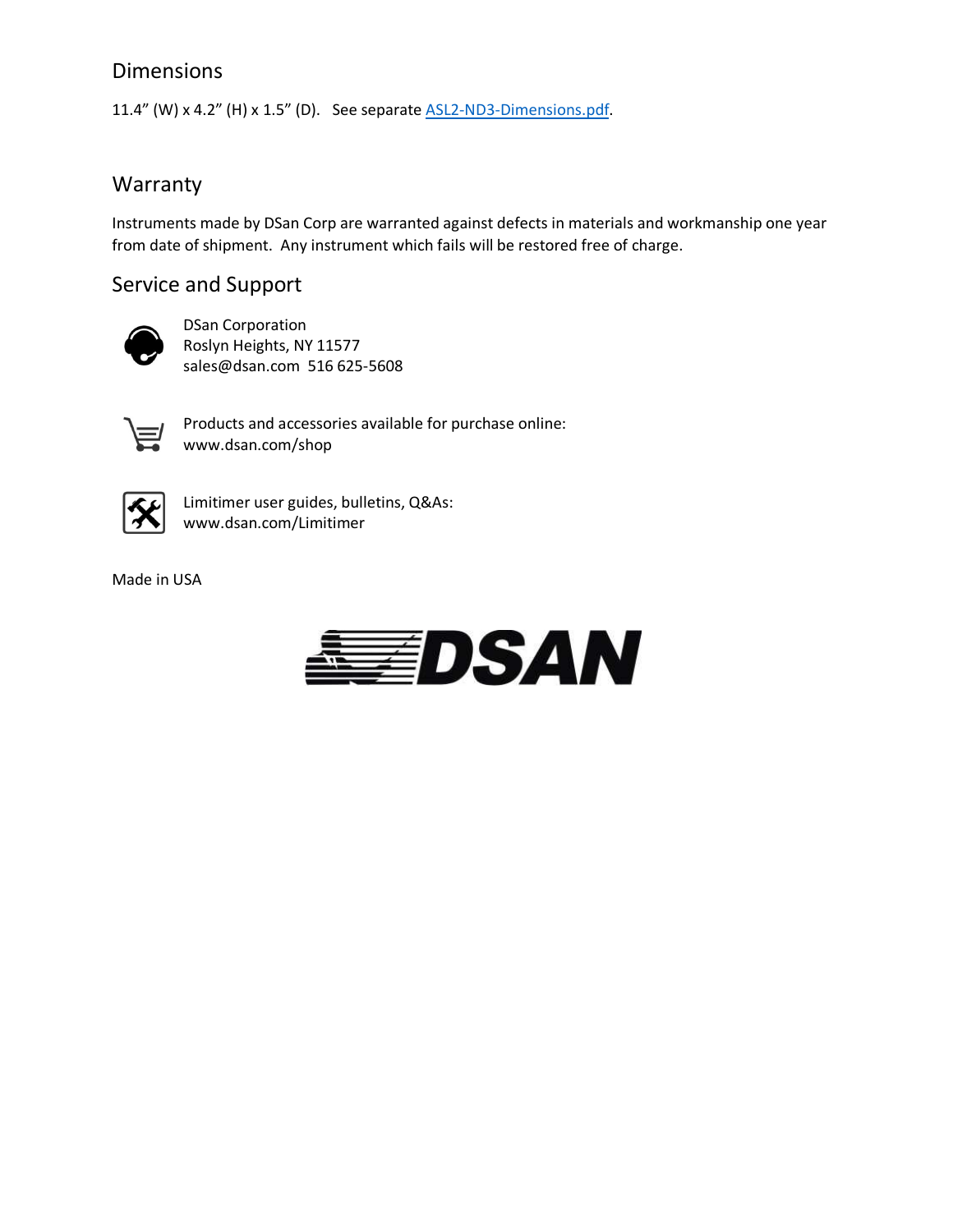## Dimensions

11.4" (W) x 4.2" (H) x 1.5" (D). See separate ASL2-ND3-Dimensions.pdf.

## Warranty

Instruments made by DSan Corp are warranted against defects in materials and workmanship one year from date of shipment. Any instrument which fails will be restored free of charge.

## Service and Support

DSan Corporation
Roslyn Heights, NY 11577
sales@dsan.com 516 625-5608

Products and accessories available for purchase online:
www.dsan.com/shop

Limitimer user guides, bulletins, Q&As:
www.dsan.com/Limitimer

Made in USA

DSAN